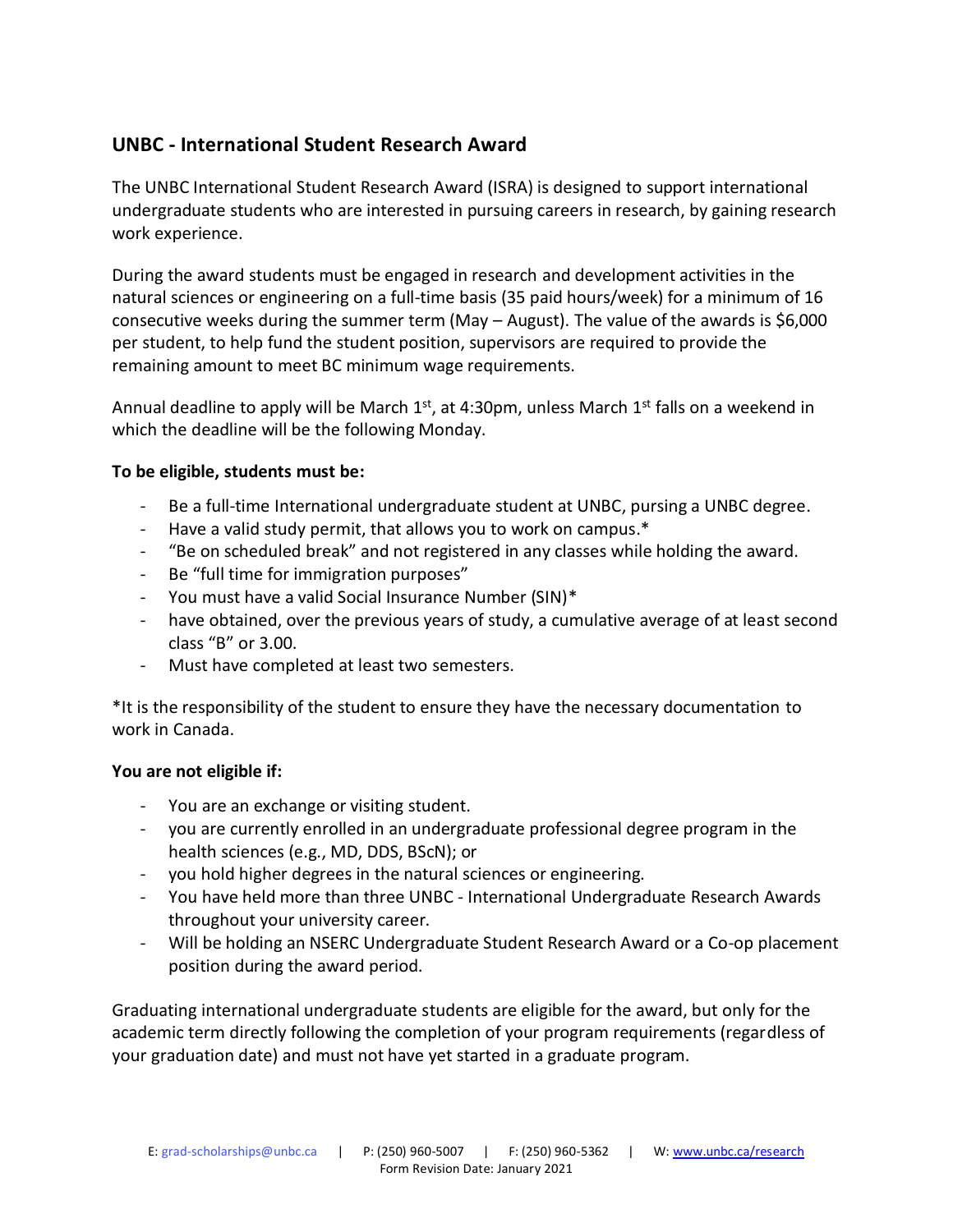## UNBC - International Student Research Award

The UNBC International Student Research Award (ISRA) is designed to support international undergraduate students who are interested in pursuing careers in research, by gaining research work experience.

During the award students must be engaged in research and development activities in the natural sciences or engineering on a full-time basis (35 paid hours/week) for a minimum of 16 consecutive weeks during the summer term (May – August). The value of the awards is $6,000 per student, to help fund the student position, supervisors are required to provide the remaining amount to meet BC minimum wage requirements.

Annual deadline to apply will be March 1st, at 4:30pm, unless March 1st falls on a weekend in which the deadline will be the following Monday.

**To be eligible, students must be:**

- Be a full-time International undergraduate student at UNBC, pursing a UNBC degree.
- Have a valid study permit, that allows you to work on campus.*
- "Be on scheduled break" and not registered in any classes while holding the award.
- Be "full time for immigration purposes"
- You must have a valid Social Insurance Number (SIN)*
- have obtained, over the previous years of study, a cumulative average of at least second class "B" or 3.00.
- Must have completed at least two semesters.

*It is the responsibility of the student to ensure they have the necessary documentation to work in Canada.

**You are not eligible if:**

- You are an exchange or visiting student.
- you are currently enrolled in an undergraduate professional degree program in the health sciences (e.g., MD, DDS, BScN); or
- you hold higher degrees in the natural sciences or engineering.
- You have held more than three UNBC - International Undergraduate Research Awards throughout your university career.
- Will be holding an NSERC Undergraduate Student Research Award or a Co-op placement position during the award period.

Graduating international undergraduate students are eligible for the award, but only for the academic term directly following the completion of your program requirements (regardless of your graduation date) and must not have yet started in a graduate program.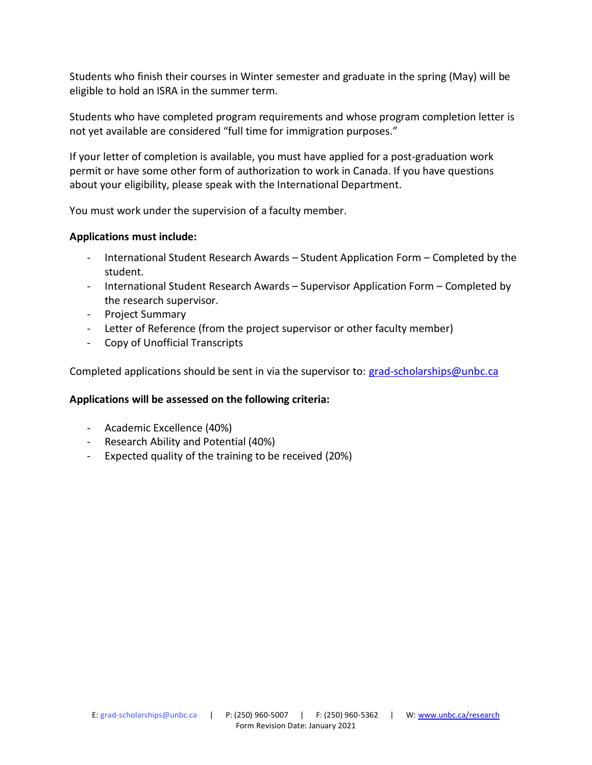Students who finish their courses in Winter semester and graduate in the spring (May) will be eligible to hold an ISRA in the summer term.

Students who have completed program requirements and whose program completion letter is not yet available are considered "full time for immigration purposes."

If your letter of completion is available, you must have applied for a post-graduation work permit or have some other form of authorization to work in Canada. If you have questions about your eligibility, please speak with the International Department.

You must work under the supervision of a faculty member.

**Applications must include:**

- International Student Research Awards – Student Application Form – Completed by the student.
- International Student Research Awards – Supervisor Application Form – Completed by the research supervisor.
- Project Summary
- Letter of Reference (from the project supervisor or other faculty member)
- Copy of Unofficial Transcripts

Completed applications should be sent in via the supervisor to: grad-scholarships@unbc.ca

**Applications will be assessed on the following criteria:**

- Academic Excellence (40%)
- Research Ability and Potential (40%)
- Expected quality of the training to be received (20%)